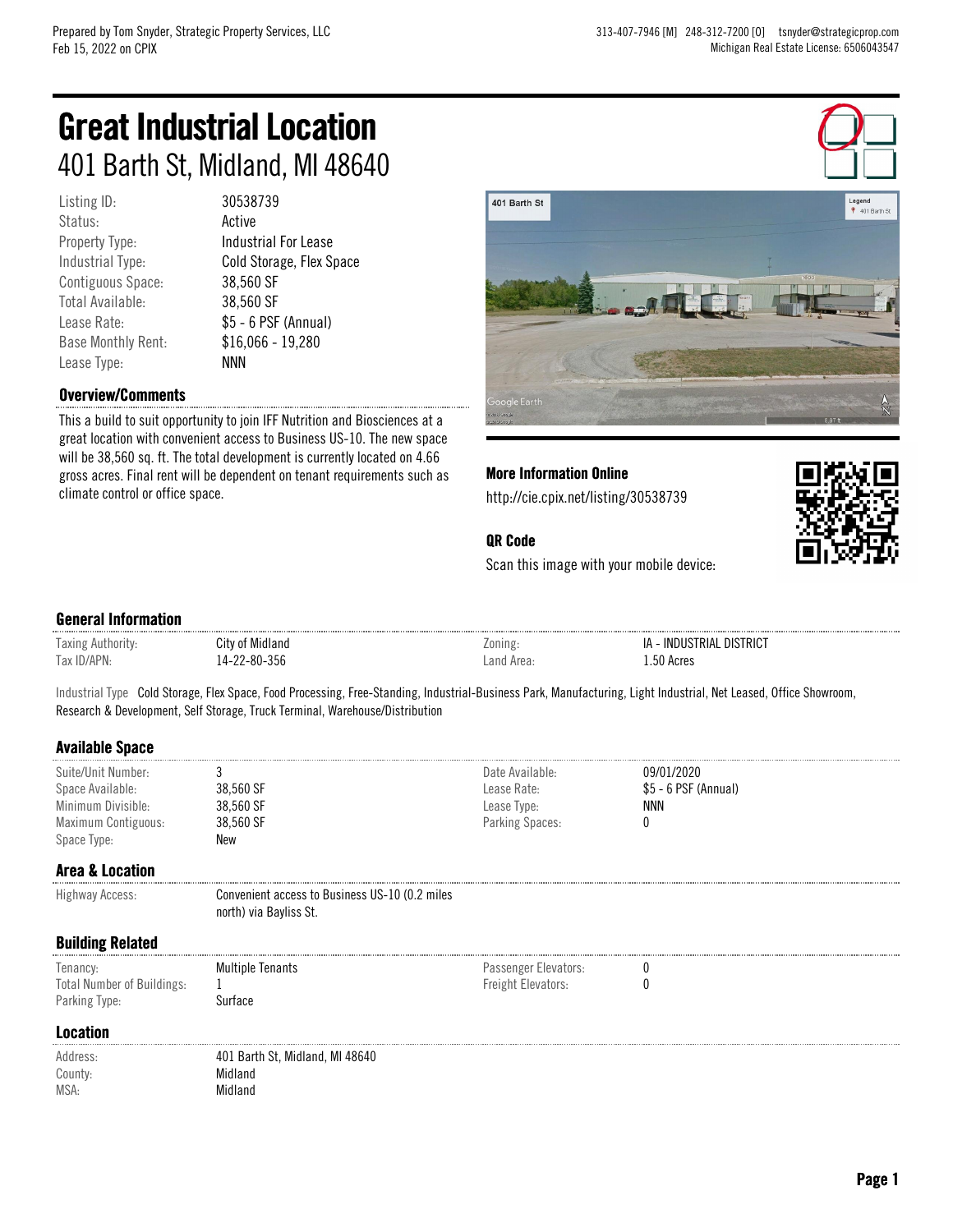Prepared by Tom Snyder, Strategic Property Services, LLC
Feb 15, 2022 on CPIX

313-407-7946 [M] 248-312-7200 [O] tsnyder@strategicprop.com
Michigan Real Estate License: 6506043547

# Great Industrial Location

## 401 Barth St, Midland, MI 48640

| | |
|---|---|
| Listing ID: | 30538739 |
| Status: | Active |
| Property Type: | Industrial For Lease |
| Industrial Type: | Cold Storage, Flex Space |
| Contiguous Space: | 38,560 SF |
| Total Available: | 38,560 SF |
| Lease Rate: | $5 - 6 PSF (Annual) |
| Base Monthly Rent: | $16,066 - 19,280 |
| Lease Type: | NNN |

### Overview/Comments

This a build to suit opportunity to join IFF Nutrition and Biosciences at a great location with convenient access to Business US-10. The new space will be 38,560 sq. ft. The total development is currently located on 4.66 gross acres. Final rent will be dependent on tenant requirements such as climate control or office space.

### More Information Online

http://cie.cpix.net/listing/30538739

### QR Code

Scan this image with your mobile device:

### General Information

| | | | |
|---|---|---|---|
| Taxing Authority: | City of Midland | Zoning: | IA - INDUSTRIAL DISTRICT |
| Tax ID/APN: | 14-22-80-356 | Land Area: | 1.50 Acres |

Industrial Type Cold Storage, Flex Space, Food Processing, Free-Standing, Industrial-Business Park, Manufacturing, Light Industrial, Net Leased, Office Showroom, Research & Development, Self Storage, Truck Terminal, Warehouse/Distribution

### Available Space

| | | | |
|---|---|---|---|
| Suite/Unit Number: | 3 | Date Available: | 09/01/2020 |
| Space Available: | 38,560 SF | Lease Rate: | $5 - 6 PSF (Annual) |
| Minimum Divisible: | 38,560 SF | Lease Type: | NNN |
| Maximum Contiguous: | 38,560 SF | Parking Spaces: | 0 |
| Space Type: | New | | |

### Area & Location

| | |
|---|---|
| Highway Access: | Convenient access to Business US-10 (0.2 miles north) via Bayliss St. |

### Building Related

| | | | |
|---|---|---|---|
| Tenancy: | Multiple Tenants | Passenger Elevators: | 0 |
| Total Number of Buildings: | 1 | Freight Elevators: | 0 |
| Parking Type: | Surface | | |

### Location

| | |
|---|---|
| Address: | 401 Barth St, Midland, MI 48640 |
| County: | Midland |
| MSA: | Midland |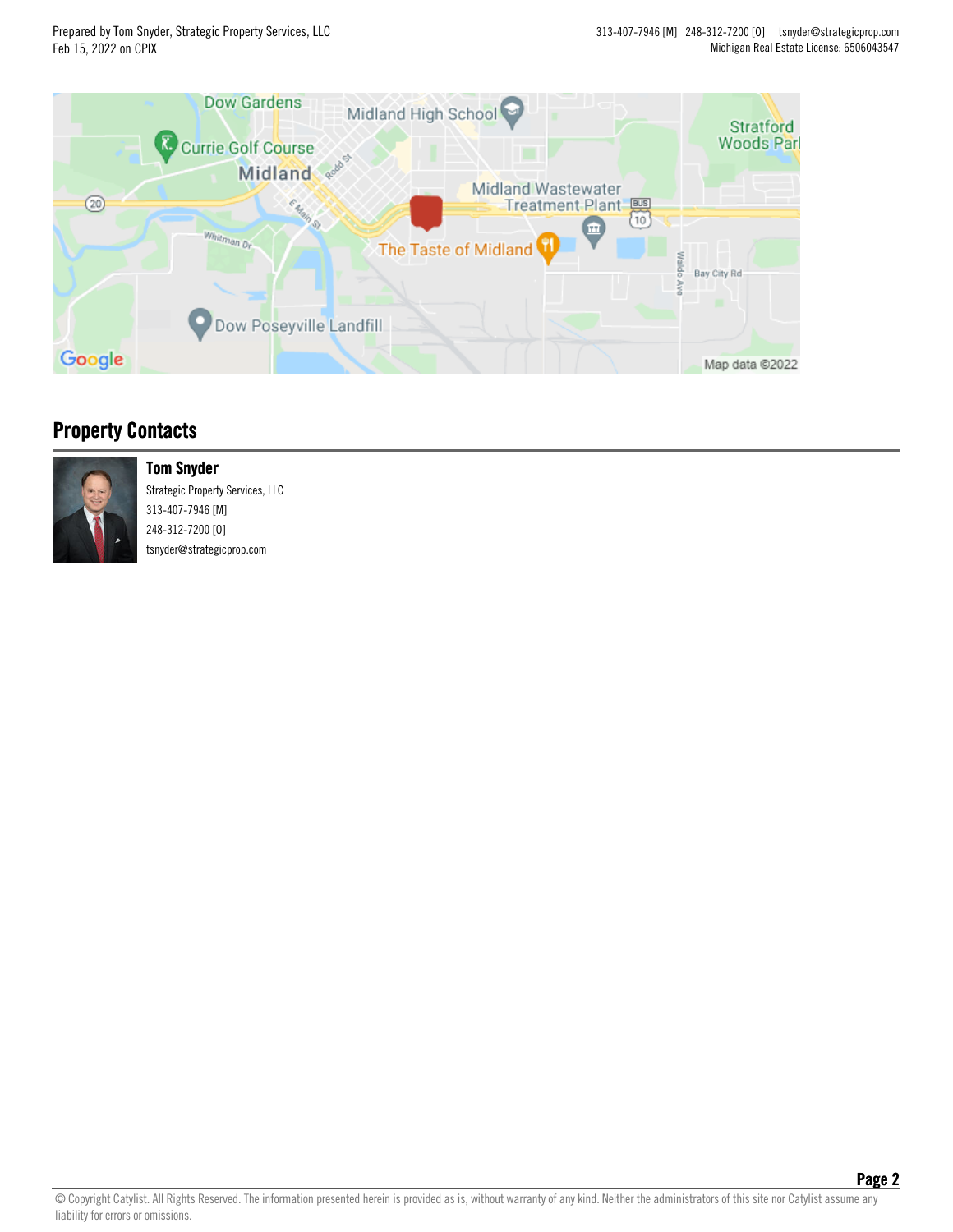## Property Contacts

**Tom Snyder**

Strategic Property Services, LLC

313-407-7946 [M]

248-312-7200 [O]

tsnyder@strategicprop.com

© Copyright Catylist. All Rights Reserved. The information presented herein is provided as is, without warranty of any kind. Neither the administrators of this site nor Catylist assume any liability for errors or omissions.